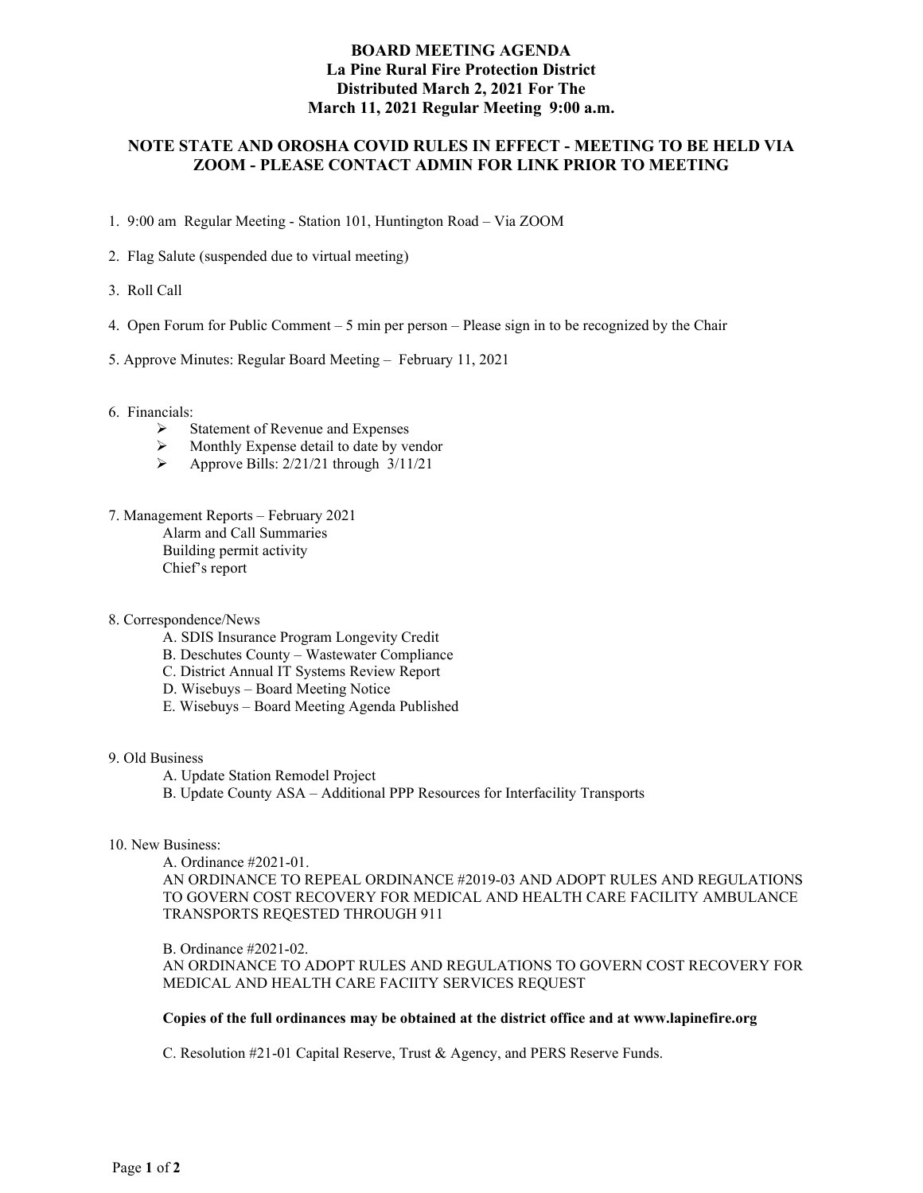# BOARD MEETING AGENDA
## La Pine Rural Fire Protection District
## Distributed March 2, 2021 For The
## March 11, 2021 Regular Meeting 9:00 a.m.

**NOTE STATE AND OROSHA COVID RULES IN EFFECT - MEETING TO BE HELD VIA ZOOM - PLEASE CONTACT ADMIN FOR LINK PRIOR TO MEETING**

1. 9:00 am Regular Meeting - Station 101, Huntington Road – Via ZOOM

2. Flag Salute (suspended due to virtual meeting)

3. Roll Call

4. Open Forum for Public Comment – 5 min per person – Please sign in to be recognized by the Chair

5. Approve Minutes: Regular Board Meeting – February 11, 2021

6. Financials:
   - Statement of Revenue and Expenses
   - Monthly Expense detail to date by vendor
   - Approve Bills: 2/21/21 through 3/11/21

7. Management Reports – February 2021
   - Alarm and Call Summaries
   - Building permit activity
   - Chief's report

8. Correspondence/News
   - A. SDIS Insurance Program Longevity Credit
   - B. Deschutes County – Wastewater Compliance
   - C. District Annual IT Systems Review Report
   - D. Wisebuys – Board Meeting Notice
   - E. Wisebuys – Board Meeting Agenda Published

9. Old Business
   - A. Update Station Remodel Project
   - B. Update County ASA – Additional PPP Resources for Interfacility Transports

10. New Business:

    A. Ordinance #2021-01.
    AN ORDINANCE TO REPEAL ORDINANCE #2019-03 AND ADOPT RULES AND REGULATIONS TO GOVERN COST RECOVERY FOR MEDICAL AND HEALTH CARE FACILITY AMBULANCE TRANSPORTS REQESTED THROUGH 911

    B. Ordinance #2021-02.
    AN ORDINANCE TO ADOPT RULES AND REGULATIONS TO GOVERN COST RECOVERY FOR MEDICAL AND HEALTH CARE FACIITY SERVICES REQUEST

    **Copies of the full ordinances may be obtained at the district office and at www.lapinefire.org**

    C. Resolution #21-01 Capital Reserve, Trust & Agency, and PERS Reserve Funds.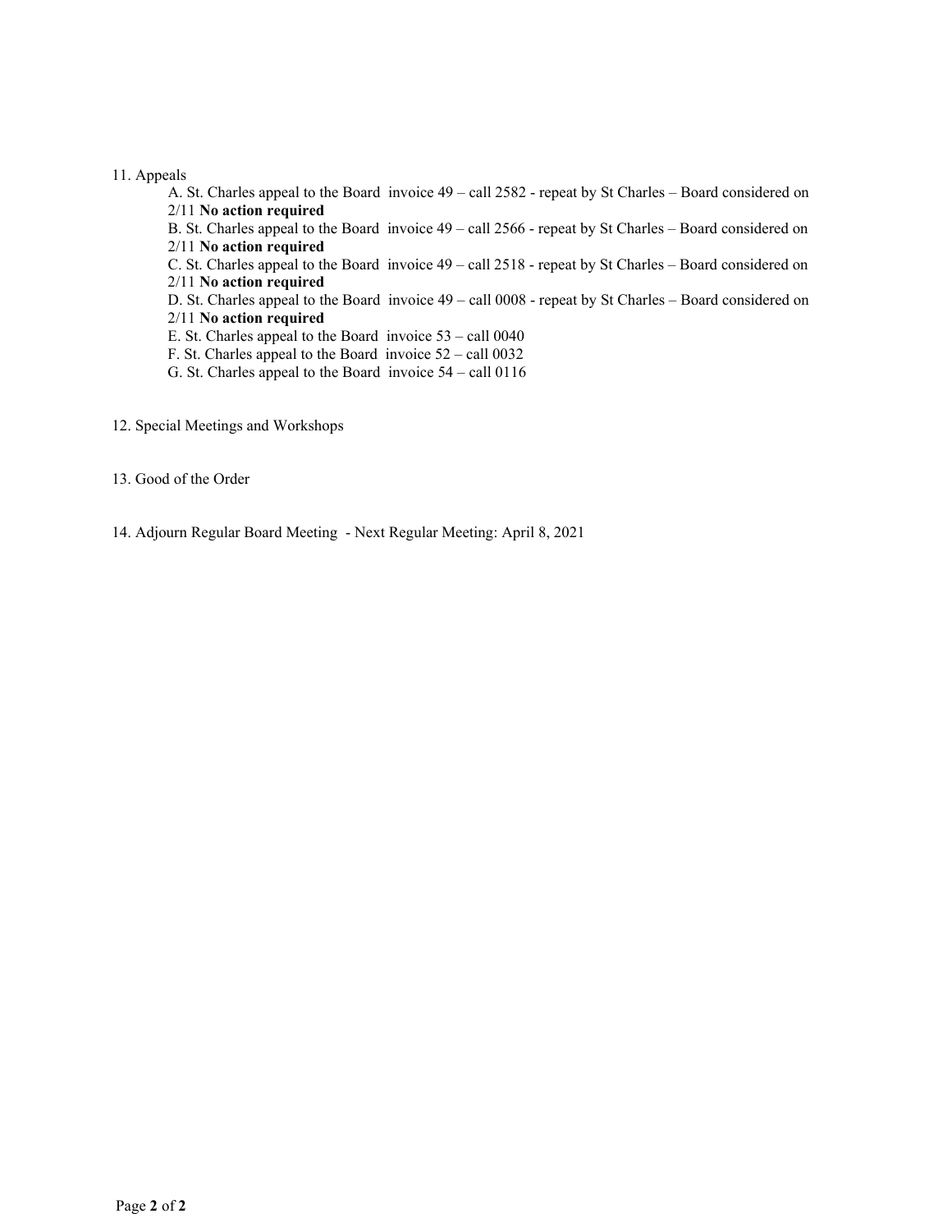11. Appeals

    A. St. Charles appeal to the Board invoice 49 – call 2582 - repeat by St Charles – Board considered on 2/11 **No action required**

    B. St. Charles appeal to the Board invoice 49 – call 2566 - repeat by St Charles – Board considered on 2/11 **No action required**

    C. St. Charles appeal to the Board invoice 49 – call 2518 - repeat by St Charles – Board considered on 2/11 **No action required**

    D. St. Charles appeal to the Board invoice 49 – call 0008 - repeat by St Charles – Board considered on 2/11 **No action required**

    E. St. Charles appeal to the Board invoice 53 – call 0040

    F. St. Charles appeal to the Board invoice 52 – call 0032

    G. St. Charles appeal to the Board invoice 54 – call 0116

12. Special Meetings and Workshops

13. Good of the Order

14. Adjourn Regular Board Meeting - Next Regular Meeting: April 8, 2021